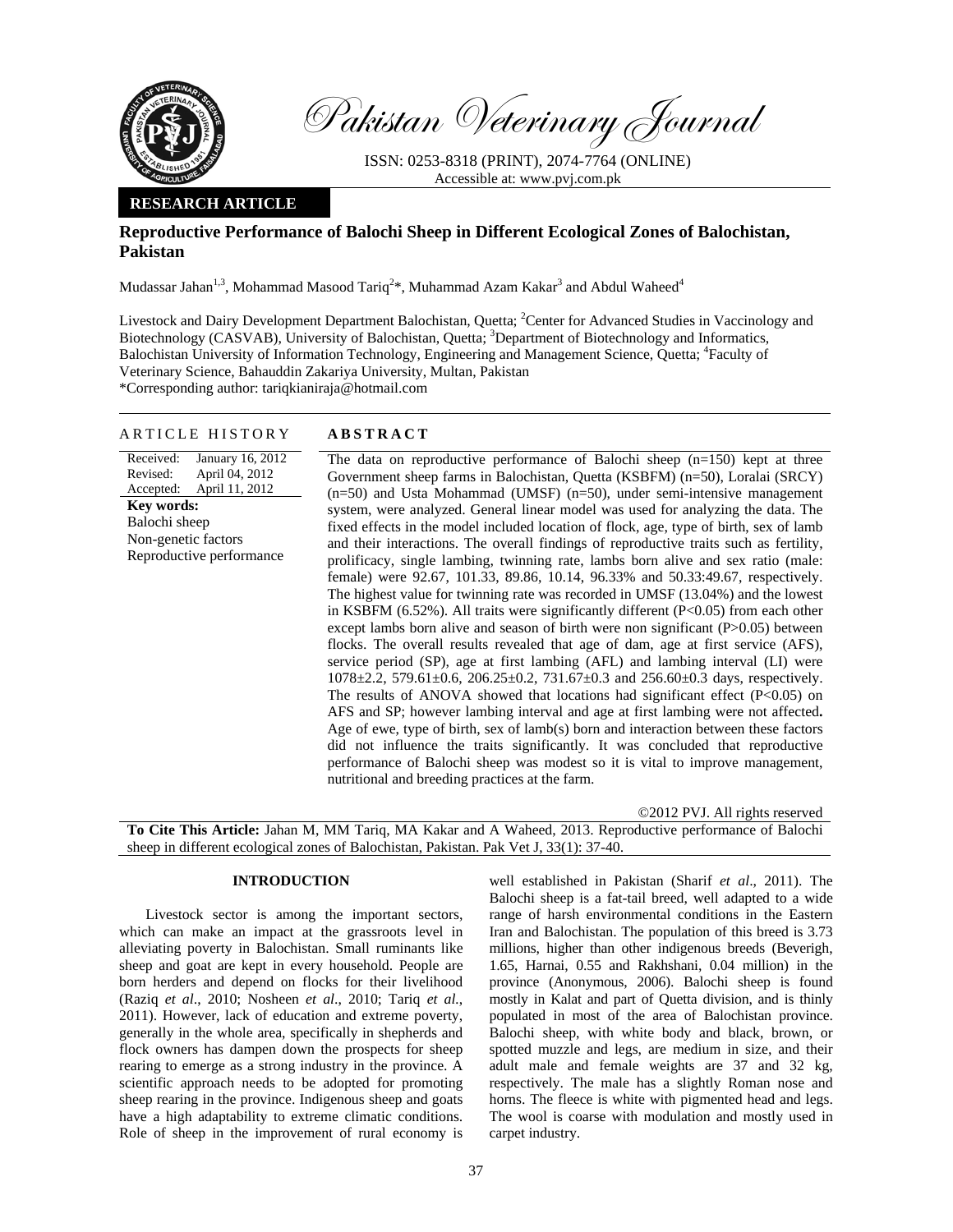Pakistan Veterinary Journal

ISSN: 0253-8318 (PRINT), 2074-7764 (ONLINE)
Accessible at: www.pvj.com.pk

**RESEARCH ARTICLE**

# Reproductive Performance of Balochi Sheep in Different Ecological Zones of Balochistan, Pakistan

Mudassar Jahan[1,3], Mohammad Masood Tariq[2]*, Muhammad Azam Kakar[3] and Abdul Waheed[4]

Livestock and Dairy Development Department Balochistan, Quetta; [2]Center for Advanced Studies in Vaccinology and Biotechnology (CASVAB), University of Balochistan, Quetta; [3]Department of Biotechnology and Informatics, Balochistan University of Information Technology, Engineering and Management Science, Quetta; [4]Faculty of Veterinary Science, Bahauddin Zakariya University, Multan, Pakistan
*Corresponding author: tariqkianiraja@hotmail.com

## ARTICLE HISTORY

Received: January 16, 2012
Revised: April 04, 2012
Accepted: April 11, 2012

**Key words:**
Balochi sheep
Non-genetic factors
Reproductive performance

## ABSTRACT

The data on reproductive performance of Balochi sheep (n=150) kept at three Government sheep farms in Balochistan, Quetta (KSBFM) (n=50), Loralai (SRCY) (n=50) and Usta Mohammad (UMSF) (n=50), under semi-intensive management system, were analyzed. General linear model was used for analyzing the data. The fixed effects in the model included location of flock, age, type of birth, sex of lamb and their interactions. The overall findings of reproductive traits such as fertility, prolificacy, single lambing, twinning rate, lambs born alive and sex ratio (male: female) were 92.67, 101.33, 89.86, 10.14, 96.33% and 50.33:49.67, respectively. The highest value for twinning rate was recorded in UMSF (13.04%) and the lowest in KSBFM (6.52%). All traits were significantly different ($P<0.05$) from each other except lambs born alive and season of birth were non significant ($P>0.05$) between flocks. The overall results revealed that age of dam, age at first service (AFS), service period (SP), age at first lambing (AFL) and lambing interval (LI) were 1078±2.2, 579.61±0.6, 206.25±0.2, 731.67±0.3 and 256.60±0.3 days, respectively. The results of ANOVA showed that locations had significant effect ($P<0.05$) on AFS and SP; however lambing interval and age at first lambing were not affected**.** Age of ewe, type of birth, sex of lamb(s) born and interaction between these factors did not influence the traits significantly. It was concluded that reproductive performance of Balochi sheep was modest so it is vital to improve management, nutritional and breeding practices at the farm.

©2012 PVJ. All rights reserved

**To Cite This Article:** Jahan M, MM Tariq, MA Kakar and A Waheed, 2013. Reproductive performance of Balochi sheep in different ecological zones of Balochistan, Pakistan. Pak Vet J, 33(1): 37-40.

## INTRODUCTION

Livestock sector is among the important sectors, which can make an impact at the grassroots level in alleviating poverty in Balochistan. Small ruminants like sheep and goat are kept in every household. People are born herders and depend on flocks for their livelihood (Raziq *et al*., 2010; Nosheen *et al*., 2010; Tariq *et al.*, 2011). However, lack of education and extreme poverty, generally in the whole area, specifically in shepherds and flock owners has dampen down the prospects for sheep rearing to emerge as a strong industry in the province. A scientific approach needs to be adopted for promoting sheep rearing in the province. Indigenous sheep and goats have a high adaptability to extreme climatic conditions. Role of sheep in the improvement of rural economy is well established in Pakistan (Sharif *et al*., 2011). The Balochi sheep is a fat-tail breed, well adapted to a wide range of harsh environmental conditions in the Eastern Iran and Balochistan. The population of this breed is 3.73 millions, higher than other indigenous breeds (Beverigh, 1.65, Harnai, 0.55 and Rakhshani, 0.04 million) in the province (Anonymous, 2006). Balochi sheep is found mostly in Kalat and part of Quetta division, and is thinly populated in most of the area of Balochistan province. Balochi sheep, with white body and black, brown, or spotted muzzle and legs, are medium in size, and their adult male and female weights are 37 and 32 kg, respectively. The male has a slightly Roman nose and horns. The fleece is white with pigmented head and legs. The wool is coarse with modulation and mostly used in carpet industry.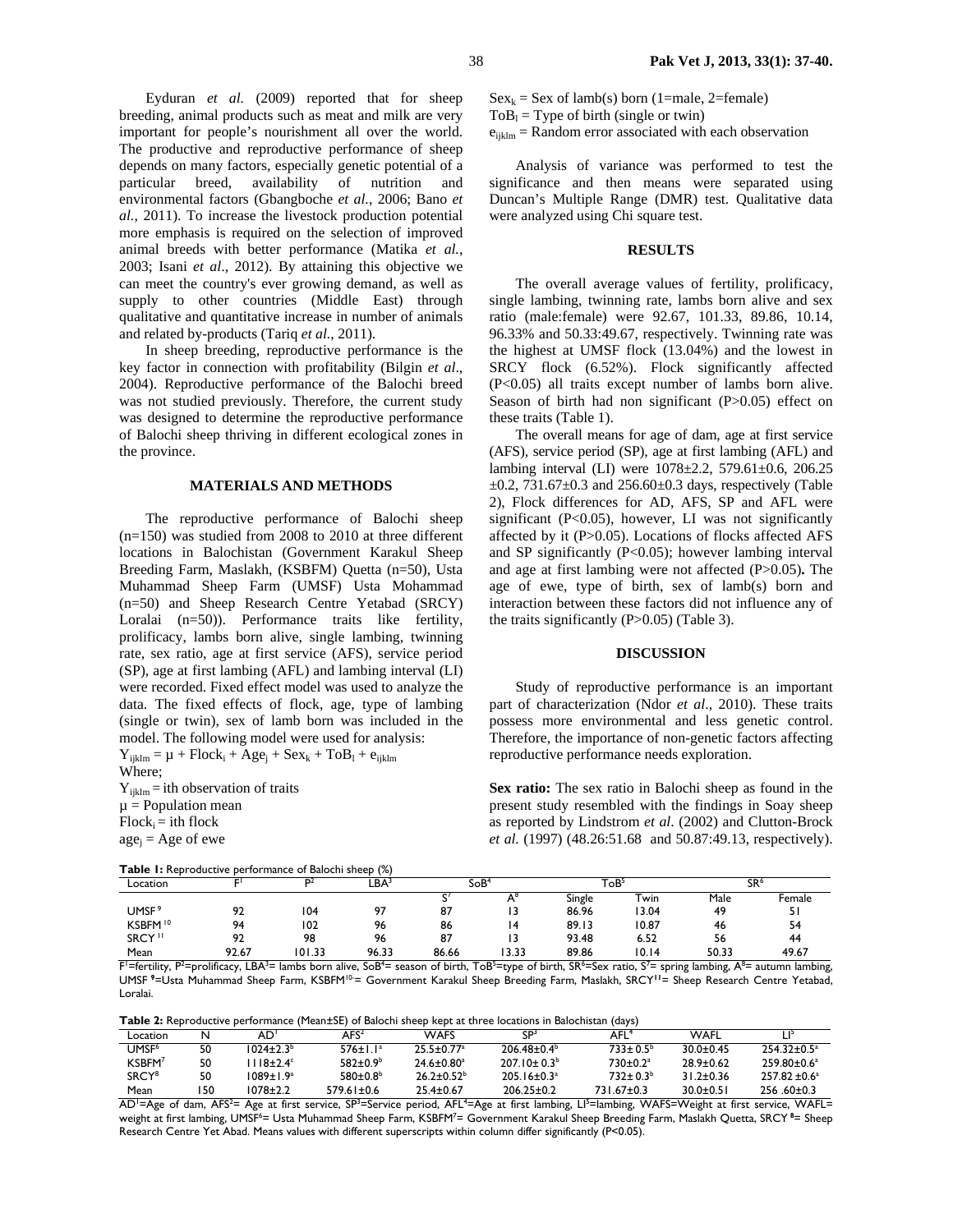Eyduran *et al.* (2009) reported that for sheep breeding, animal products such as meat and milk are very important for people's nourishment all over the world. The productive and reproductive performance of sheep depends on many factors, especially genetic potential of a particular breed, availability of nutrition and environmental factors (Gbangboche *et al.*, 2006; Bano *et al.*, 2011). To increase the livestock production potential more emphasis is required on the selection of improved animal breeds with better performance (Matika *et al.*, 2003; Isani *et al*., 2012). By attaining this objective we can meet the country's ever growing demand, as well as supply to other countries (Middle East) through qualitative and quantitative increase in number of animals and related by-products (Tariq *et al.*, 2011).

In sheep breeding, reproductive performance is the key factor in connection with profitability (Bilgin *et al*., 2004). Reproductive performance of the Balochi breed was not studied previously. Therefore, the current study was designed to determine the reproductive performance of Balochi sheep thriving in different ecological zones in the province.

## MATERIALS AND METHODS

The reproductive performance of Balochi sheep (n=150) was studied from 2008 to 2010 at three different locations in Balochistan (Government Karakul Sheep Breeding Farm, Maslakh, (KSBFM) Quetta (n=50), Usta Muhammad Sheep Farm (UMSF) Usta Mohammad (n=50) and Sheep Research Centre Yetabad (SRCY) Loralai (n=50)). Performance traits like fertility, prolificacy, lambs born alive, single lambing, twinning rate, sex ratio, age at first service (AFS), service period (SP), age at first lambing (AFL) and lambing interval (LI) were recorded. Fixed effect model was used to analyze the data. The fixed effects of flock, age, type of lambing (single or twin), sex of lamb born was included in the model. The following model were used for analysis:

$Y_{ijklm} = \mu + Flock_i + Age_j + Sex_k + ToB_l + e_{ijklm}$

Where;

$Y_{ijklm}$ = ith observation of traits

$\mu$ = Population mean

$Flock_i$ = ith flock

$age_j$ = Age of ewe

$Sex_k$ = Sex of lamb(s) born (1=male, 2=female)

$ToB_l$ = Type of birth (single or twin)

$e_{ijklm}$ = Random error associated with each observation

Analysis of variance was performed to test the significance and then means were separated using Duncan's Multiple Range (DMR) test. Qualitative data were analyzed using Chi square test.

## RESULTS

The overall average values of fertility, prolificacy, single lambing, twinning rate, lambs born alive and sex ratio (male:female) were 92.67, 101.33, 89.86, 10.14, 96.33% and 50.33:49.67, respectively. Twinning rate was the highest at UMSF flock (13.04%) and the lowest in SRCY flock (6.52%). Flock significantly affected (P<0.05) all traits except number of lambs born alive. Season of birth had non significant (P>0.05) effect on these traits (Table 1).

The overall means for age of dam, age at first service (AFS), service period (SP), age at first lambing (AFL) and lambing interval (LI) were 1078±2.2, 579.61±0.6, 206.25 ±0.2, 731.67±0.3 and 256.60±0.3 days, respectively (Table 2), Flock differences for AD, AFS, SP and AFL were significant (P<0.05), however, LI was not significantly affected by it (P>0.05). Locations of flocks affected AFS and SP significantly (P<0.05); however lambing interval and age at first lambing were not affected (P>0.05)**.** The age of ewe, type of birth, sex of lamb(s) born and interaction between these factors did not influence any of the traits significantly (P>0.05) (Table 3).

## DISCUSSION

Study of reproductive performance is an important part of characterization (Ndor *et al*., 2010). These traits possess more environmental and less genetic control. Therefore, the importance of non-genetic factors affecting reproductive performance needs exploration.

**Sex ratio:** The sex ratio in Balochi sheep as found in the present study resembled with the findings in Soay sheep as reported by Lindstrom *et al*. (2002) and Clutton-Brock *et al.* (1997) (48.26:51.68 and 50.87:49.13, respectively).

**Table 1:** Reproductive performance of Balochi sheep (%)

| Location | F[1] | P[2] | LBA[3] | SoB[4] | | ToB[5] | | SR[6] | |
|---|---|---|---|---|---|---|---|---|---|
| | | | | S[7] | A[8] | Single | Twin | Male | Female |
| UMSF[9] | 92 | 104 | 97 | 87 | 13 | 86.96 | 13.04 | 49 | 51 |
| KSBFM[10] | 94 | 102 | 96 | 86 | 14 | 89.13 | 10.87 | 46 | 54 |
| SRCY[11] | 92 | 98 | 96 | 87 | 13 | 93.48 | 6.52 | 56 | 44 |
| Mean | 92.67 | 101.33 | 96.33 | 86.66 | 13.33 | 89.86 | 10.14 | 50.33 | 49.67 |

F[1]=fertility, P[2]=prolificacy, LBA[3]= lambs born alive, SoB[4]= season of birth, ToB[5]=type of birth, SR[6]=Sex ratio, S[7]= spring lambing, A[8]= autumn lambing, UMSF[9]=Usta Muhammad Sheep Farm, KSBFM[10]= Government Karakul Sheep Breeding Farm, Maslakh, SRCY[11]= Sheep Research Centre Yetabad, Loralai.

**Table 2:** Reproductive performance (Mean±SE) of Balochi sheep kept at three locations in Balochistan (days)

| Location | N | AD[1] | AFS[2] | WAFS | SP[3] | AFL[4] | WAFL | LI[5] |
|---|---|---|---|---|---|---|---|---|
| UMSF[6] | 50 | 1024±2.3[b] | 576±1.1[a] | 25.5±0.77[a] | 206.48±0.4[b] | 733± 0.5[b] | 30.0±0.45 | 254.32±0.5[a] |
| KSBFM[7] | 50 | 1118±2.4[c] | 582±0.9[b] | 24.6±0.80[a] | 207.10± 0.3[b] | 730±0.2[a] | 28.9±0.62 | 259.80±0.6[a] |
| SRCY[8] | 50 | 1089±1.9[a] | 580±0.8[b] | 26.2±0.52[b] | 205.16±0.3[a] | 732± 0.3[b] | 31.2±0.36 | 257.82 ±0.6[a] |
| Mean | 150 | 1078±2.2 | 579.61±0.6 | 25.4±0.67 | 206.25±0.2 | 731.67±0.3 | 30.0±0.51 | 256 .60±0.3 |

AD[1]=Age of dam, AFS[2]= Age at first service, SP[3]=Service period, AFL[4]=Age at first lambing, LI[5]=lambing, WAFS=Weight at first service, WAFL= weight at first lambing, UMSF[6]= Usta Muhammad Sheep Farm, KSBFM[7]= Government Karakul Sheep Breeding Farm, Maslakh Quetta, SRCY [8]= Sheep Research Centre Yet Abad. Means values with different superscripts within column differ significantly (P<0.05).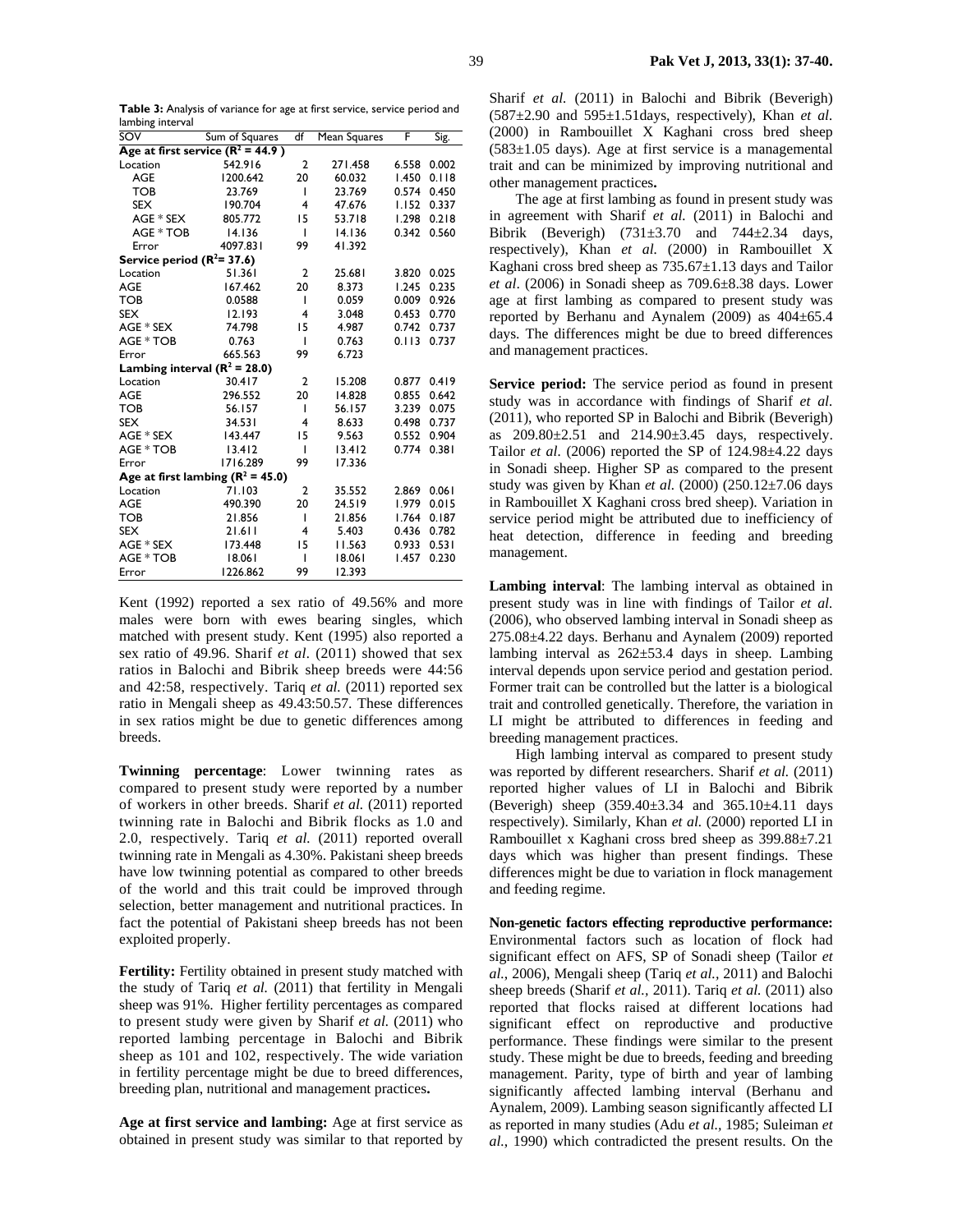**Table 3:** Analysis of variance for age at first service, service period and lambing interval

| SOV | Sum of Squares | df | Mean Squares | F | Sig. |
|---|---|---|---|---|---|
| **Age at first service ($R^2$ = 44.9 )** | | | | | |
| Location | 542.916 | 2 | 271.458 | 6.558 | 0.002 |
| AGE | 1200.642 | 20 | 60.032 | 1.450 | 0.118 |
| TOB | 23.769 | 1 | 23.769 | 0.574 | 0.450 |
| SEX | 190.704 | 4 | 47.676 | 1.152 | 0.337 |
| AGE * SEX | 805.772 | 15 | 53.718 | 1.298 | 0.218 |
| AGE * TOB | 14.136 | 1 | 14.136 | 0.342 | 0.560 |
| Error | 4097.831 | 99 | 41.392 | | |
| **Service period ($R^2$= 37.6)** | | | | | |
| Location | 51.361 | 2 | 25.681 | 3.820 | 0.025 |
| AGE | 167.462 | 20 | 8.373 | 1.245 | 0.235 |
| TOB | 0.0588 | 1 | 0.059 | 0.009 | 0.926 |
| SEX | 12.193 | 4 | 3.048 | 0.453 | 0.770 |
| AGE * SEX | 74.798 | 15 | 4.987 | 0.742 | 0.737 |
| AGE * TOB | 0.763 | 1 | 0.763 | 0.113 | 0.737 |
| Error | 665.563 | 99 | 6.723 | | |
| **Lambing interval ($R^2$ = 28.0)** | | | | | |
| Location | 30.417 | 2 | 15.208 | 0.877 | 0.419 |
| AGE | 296.552 | 20 | 14.828 | 0.855 | 0.642 |
| TOB | 56.157 | 1 | 56.157 | 3.239 | 0.075 |
| SEX | 34.531 | 4 | 8.633 | 0.498 | 0.737 |
| AGE * SEX | 143.447 | 15 | 9.563 | 0.552 | 0.904 |
| AGE * TOB | 13.412 | 1 | 13.412 | 0.774 | 0.381 |
| Error | 1716.289 | 99 | 17.336 | | |
| **Age at first lambing ($R^2$ = 45.0)** | | | | | |
| Location | 71.103 | 2 | 35.552 | 2.869 | 0.061 |
| AGE | 490.390 | 20 | 24.519 | 1.979 | 0.015 |
| TOB | 21.856 | 1 | 21.856 | 1.764 | 0.187 |
| SEX | 21.611 | 4 | 5.403 | 0.436 | 0.782 |
| AGE * SEX | 173.448 | 15 | 11.563 | 0.933 | 0.531 |
| AGE * TOB | 18.061 | 1 | 18.061 | 1.457 | 0.230 |
| Error | 1226.862 | 99 | 12.393 | | |

Kent (1992) reported a sex ratio of 49.56% and more males were born with ewes bearing singles, which matched with present study. Kent (1995) also reported a sex ratio of 49.96. Sharif *et al*. (2011) showed that sex ratios in Balochi and Bibrik sheep breeds were 44:56 and 42:58, respectively. Tariq *et al.* (2011) reported sex ratio in Mengali sheep as 49.43:50.57. These differences in sex ratios might be due to genetic differences among breeds.

**Twinning percentage**: Lower twinning rates as compared to present study were reported by a number of workers in other breeds. Sharif *et al.* (2011) reported twinning rate in Balochi and Bibrik flocks as 1.0 and 2.0, respectively. Tariq *et al.* (2011) reported overall twinning rate in Mengali as 4.30%. Pakistani sheep breeds have low twinning potential as compared to other breeds of the world and this trait could be improved through selection, better management and nutritional practices. In fact the potential of Pakistani sheep breeds has not been exploited properly.

**Fertility:** Fertility obtained in present study matched with the study of Tariq *et al.* (2011) that fertility in Mengali sheep was 91%. Higher fertility percentages as compared to present study were given by Sharif *et al.* (2011) who reported lambing percentage in Balochi and Bibrik sheep as 101 and 102, respectively. The wide variation in fertility percentage might be due to breed differences, breeding plan, nutritional and management practices**.**

**Age at first service and lambing:** Age at first service as obtained in present study was similar to that reported by Sharif *et al.* (2011) in Balochi and Bibrik (Beverigh) (587±2.90 and 595±1.51days, respectively), Khan *et al.* (2000) in Rambouillet X Kaghani cross bred sheep (583±1.05 days). Age at first service is a managemental trait and can be minimized by improving nutritional and other management practices**.**

The age at first lambing as found in present study was in agreement with Sharif *et al.* (2011) in Balochi and Bibrik (Beverigh) (731±3.70 and 744±2.34 days, respectively), Khan *et al.* (2000) in Rambouillet X Kaghani cross bred sheep as 735.67±1.13 days and Tailor *et al*. (2006) in Sonadi sheep as 709.6±8.38 days. Lower age at first lambing as compared to present study was reported by Berhanu and Aynalem (2009) as 404±65.4 days. The differences might be due to breed differences and management practices.

**Service period:** The service period as found in present study was in accordance with findings of Sharif *et al.* (2011), who reported SP in Balochi and Bibrik (Beverigh) as 209.80±2.51 and 214.90±3.45 days, respectively. Tailor *et al*. (2006) reported the SP of 124.98±4.22 days in Sonadi sheep. Higher SP as compared to the present study was given by Khan *et al.* (2000) (250.12±7.06 days in Rambouillet X Kaghani cross bred sheep). Variation in service period might be attributed due to inefficiency of heat detection, difference in feeding and breeding management.

**Lambing interval**: The lambing interval as obtained in present study was in line with findings of Tailor *et al.* (2006), who observed lambing interval in Sonadi sheep as 275.08±4.22 days. Berhanu and Aynalem (2009) reported lambing interval as 262±53.4 days in sheep. Lambing interval depends upon service period and gestation period. Former trait can be controlled but the latter is a biological trait and controlled genetically. Therefore, the variation in LI might be attributed to differences in feeding and breeding management practices.

High lambing interval as compared to present study was reported by different researchers. Sharif *et al.* (2011) reported higher values of LI in Balochi and Bibrik (Beverigh) sheep (359.40±3.34 and 365.10±4.11 days respectively). Similarly, Khan *et al.* (2000) reported LI in Rambouillet x Kaghani cross bred sheep as 399.88±7.21 days which was higher than present findings. These differences might be due to variation in flock management and feeding regime.

**Non-genetic factors effecting reproductive performance:** Environmental factors such as location of flock had significant effect on AFS, SP of Sonadi sheep (Tailor *et al.*, 2006), Mengali sheep (Tariq *et al.*, 2011) and Balochi sheep breeds (Sharif *et al.*, 2011). Tariq *et al.* (2011) also reported that flocks raised at different locations had significant effect on reproductive and productive performance. These findings were similar to the present study. These might be due to breeds, feeding and breeding management. Parity, type of birth and year of lambing significantly affected lambing interval (Berhanu and Aynalem, 2009). Lambing season significantly affected LI as reported in many studies (Adu *et al.*, 1985; Suleiman *et al.*, 1990) which contradicted the present results. On the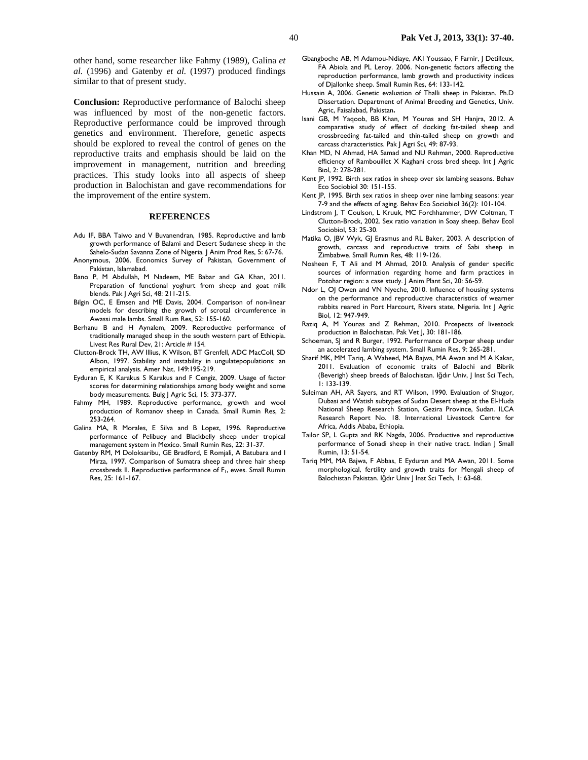other hand, some researcher like Fahmy (1989), Galina *et al.* (1996) and Gatenby *et al.* (1997) produced findings similar to that of present study.

**Conclusion:** Reproductive performance of Balochi sheep was influenced by most of the non-genetic factors. Reproductive performance could be improved through genetics and environment. Therefore, genetic aspects should be explored to reveal the control of genes on the reproductive traits and emphasis should be laid on the improvement in management, nutrition and breeding practices. This study looks into all aspects of sheep production in Balochistan and gave recommendations for the improvement of the entire system.

## REFERENCES

Adu IF, BBA Taiwo and V Buvanendran, 1985. Reproductive and lamb growth performance of Balami and Desert Sudanese sheep in the Sahelo-Sudan Savanna Zone of Nigeria. J Anim Prod Res, 5: 67-76.

Anonymous, 2006. Economics Survey of Pakistan, Government of Pakistan, Islamabad.

Bano P, M Abdullah, M Nadeem, ME Babar and GA Khan, 2011. Preparation of functional yoghurt from sheep and goat milk blends. Pak J Agri Sci, 48: 211-215.

Bilgin OC, E Emsen and ME Davis, 2004. Comparison of non-linear models for describing the growth of scrotal circumference in Awassi male lambs. Small Rum Res, 52: 155-160.

Berhanu B and H Aynalem, 2009. Reproductive performance of traditionally managed sheep in the south western part of Ethiopia. Livest Res Rural Dev, 21: Article # 154.

Clutton-Brock TH, AW Illius, K Wilson, BT Grenfell, ADC MacColl, SD Albon, 1997. Stability and instability in ungulatepopulations: an empirical analysis. Amer Nat, 149:195-219.

Eyduran E, K Karakus S Karakus and F Cengiz, 2009. Usage of factor scores for determining relationships among body weight and some body measurements. Bulg J Agric Sci, 15: 373-377.

Fahmy MH, 1989. Reproductive performance, growth and wool production of Romanov sheep in Canada. Small Rumin Res, 2: 253-264.

Galina MA, R Morales, E Silva and B Lopez, 1996. Reproductive performance of Pelibuey and Blackbelly sheep under tropical management system in Mexico. Small Rumin Res, 22: 31-37.

Gatenby RM, M Doloksaribu, GE Bradford, E Romjali, A Batubara and I Mirza, 1997. Comparison of Sumatra sheep and three hair sheep crossbreds II. Reproductive performance of $F_1$, ewes. Small Rumin Res, 25: 161-167.

Gbangboche AB, M Adamou-Ndiaye, AKI Youssao, F Farnir, J Detilleux, FA Abiola and PL Leroy. 2006. Non-genetic factors affecting the reproduction performance, lamb growth and productivity indices of Djallonke sheep. Small Rumin Res, 64: 133-142.

Hussain A, 2006. Genetic evaluation of Thalli sheep in Pakistan. Ph.D Dissertation. Department of Animal Breeding and Genetics, Univ. Agric, Faisalabad, Pakistan.

Isani GB, M Yaqoob, BB Khan, M Younas and SH Hanjra, 2012. A comparative study of effect of docking fat-tailed sheep and crossbreeding fat-tailed and thin-tailed sheep on growth and carcass characteristics. Pak J Agri Sci, 49: 87-93.

Khan MD, N Ahmad, HA Samad and NU Rehman, 2000. Reproductive efficiency of Rambouillet X Kaghani cross bred sheep. Int J Agric Biol, 2: 278-281.

Kent JP, 1992. Birth sex ratios in sheep over six lambing seasons. Behav Eco Sociobiol 30: 151-155.

Kent JP, 1995. Birth sex ratios in sheep over nine lambing seasons: year 7-9 and the effects of aging. Behav Eco Sociobiol 36(2): 101-104.

Lindstrom J, T Coulson, L Kruuk, MC Forchhammer, DW Coltman, T Clutton-Brock, 2002. Sex ratio variation in Soay sheep. Behav Ecol Sociobiol, 53: 25-30.

Matika O, JBV Wyk, GJ Erasmus and RL Baker, 2003. A description of growth, carcass and reproductive traits of Sabi sheep in Zimbabwe. Small Rumin Res, 48: 119-126.

Nosheen F, T Ali and M Ahmad, 2010. Analysis of gender specific sources of information regarding home and farm practices in Potohar region: a case study. J Anim Plant Sci, 20: 56-59.

Ndor L, OJ Owen and VN Nyeche, 2010. Influence of housing systems on the performance and reproductive characteristics of wearner rabbits reared in Port Harcourt, Rivers state, Nigeria. Int J Agric Biol, 12: 947-949.

Raziq A, M Younas and Z Rehman, 2010. Prospects of livestock production in Balochistan. Pak Vet J, 30: 181-186.

Schoeman, SJ and R Burger, 1992. Performance of Dorper sheep under an accelerated lambing system. Small Rumin Res, 9: 265-281.

Sharif MK, MM Tariq, A Waheed, MA Bajwa, MA Awan and M A Kakar, 2011. Evaluation of economic traits of Balochi and Bibrik (Beverigh) sheep breeds of Balochistan. Iğdır Univ, J Inst Sci Tech, 1: 133-139.

Suleiman AH, AR Sayers, and RT Wilson, 1990. Evaluation of Shugor, Dubasi and Watish subtypes of Sudan Desert sheep at the El-Huda National Sheep Research Station, Gezira Province, Sudan. ILCA Research Report No. 18. International Livestock Centre for Africa, Addis Ababa, Ethiopia.

Tailor SP, L Gupta and RK Nagda, 2006. Productive and reproductive performance of Sonadi sheep in their native tract. Indian J Small Rumin, 13: 51-54.

Tariq MM, MA Bajwa, F Abbas, E Eyduran and MA Awan, 2011. Some morphological, fertility and growth traits for Mengali sheep of Balochistan Pakistan. Iğdır Univ J Inst Sci Tech, 1: 63-68.